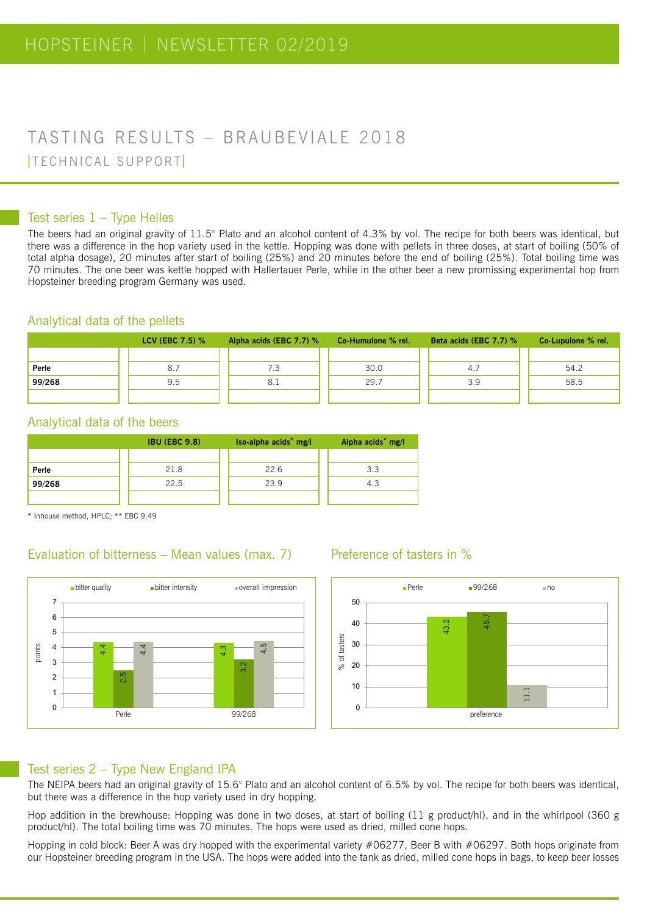# TASTING RESULTS – BRAUBEVIALE 2018

|TECHNICAL SUPPORT|

## Test series 1 – Type Helles

The beers had an original gravity of 11.5° Plato and an alcohol content of 4.3% by vol. The recipe for both beers was identical, but there was a difference in the hop variety used in the kettle. Hopping was done with pellets in three doses, at start of boiling (50% of total alpha dosage), 20 minutes after start of boiling (25%) and 20 minutes before the end of boiling (25%). Total boiling time was 70 minutes. The one beer was kettle hopped with Hallertauer Perle, while in the other beer a new promising experimental hop from Hopsteiner breeding program Germany was used.

### Analytical data of the pellets

| | LCV (EBC 7.5) % | Alpha acids (EBC 7.7) % | Co-Humulone % rel. | Beta acids (EBC 7.7) % | Co-Lupulone % rel. |
|---|---|---|---|---|---|
| **Perle** | 8.7 | 7.3 | 30.0 | 4.7 | 54.2 |
| **99/268** | 9.5 | 8.1 | 29.7 | 3.9 | 58.5 |

### Analytical data of the beers

| | IBU (EBC 9.8) | Iso-alpha acids* mg/l | Alpha acids* mg/l |
|---|---|---|---|
| **Perle** | 21.8 | 22.6 | 3.3 |
| **99/268** | 22.5 | 23.9 | 4.3 |

\* Inhouse method, HPLC; ** EBC 9.49

### Evaluation of bitterness – Mean values (max. 7)

| | bitter quality | bitter intensity | overall impression |
|---|---|---|---|
| Perle | 4.4 | 2.5 | 4.4 |
| 99/268 | 4.3 | 3.2 | 4.5 |

### Preference of tasters in %

| | Perle | 99/268 | no |
|---|---|---|---|
| preference | 43.2 | 45.7 | 11.1 |

## Test series 2 – Type New England IPA

The NEIPA beers had an original gravity of 15.6° Plato and an alcohol content of 6.5% by vol. The recipe for both beers was identical, but there was a difference in the hop variety used in dry hopping.

Hop addition in the brewhouse: Hopping was done in two doses, at start of boiling (11 g product/hl), and in the whirlpool (360 g product/hl). The total boiling time was 70 minutes. The hops were used as dried, milled cone hops.

Hopping in cold block: Beer A was dry hopped with the experimental variety #06277, Beer B with #06297. Both hops originate from our Hopsteiner breeding program in the USA. The hops were added into the tank as dried, milled cone hops in bags, to keep beer losses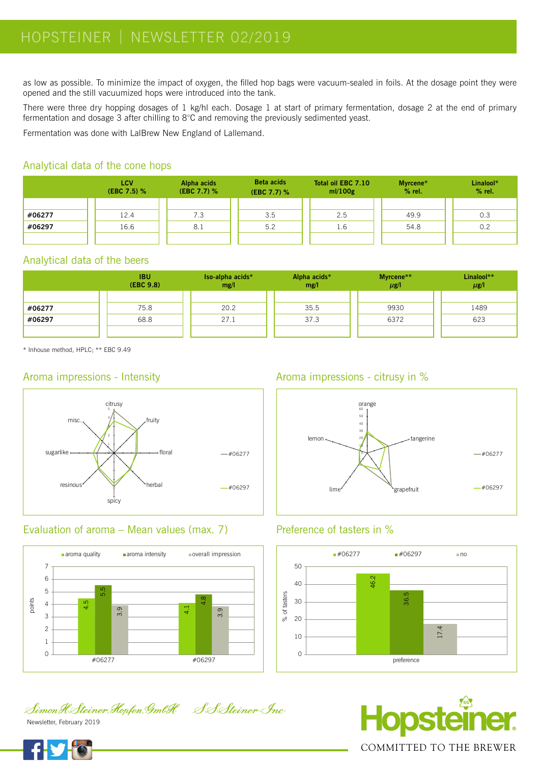as low as possible. To minimize the impact of oxygen, the filled hop bags were vacuum-sealed in foils. At the dosage point they were opened and the still vacuumized hops were introduced into the tank.

There were three dry hopping dosages of 1 kg/hl each. Dosage 1 at start of primary fermentation, dosage 2 at the end of primary fermentation and dosage 3 after chilling to 8°C and removing the previously sedimented yeast.

Fermentation was done with LalBrew New England of Lallemand.

## Analytical data of the cone hops

| | LCV (EBC 7.5) % | Alpha acids (EBC 7.7) % | Beta acids (EBC 7.7) % | Total oil EBC 7.10 ml/100g | Myrcene* % rel. | Linalool* % rel. |
|---|---|---|---|---|---|---|
| #06277 | 12.4 | 7.3 | 3.5 | 2.5 | 49.9 | 0.3 |
| #06297 | 16.6 | 8.1 | 5.2 | 1.6 | 54.8 | 0.2 |

## Analytical data of the beers

| | IBU (EBC 9.8) | Iso-alpha acids* mg/l | Alpha acids* mg/l | Myrcene** µg/l | Linalool** µg/l |
|---|---|---|---|---|---|
| #06277 | 75.8 | 20.2 | 35.5 | 9930 | 1489 |
| #06297 | 68.8 | 27.1 | 37.3 | 6372 | 623 |

\* Inhouse method, HPLC; ** EBC 9.49

## Aroma impressions - Intensity

citrusy
fruity
floral
herbal
spicy
resinous
sugarlike
misc.
0 1 2 3 4 5
#06277
#06297

## Aroma impressions - citrusy in %

orange
tangerine
grapefruit
lime
lemon
0 10 20 30 40 50 60
#06277
#06297

## Evaluation of aroma – Mean values (max. 7)

aroma quality
aroma intensity
overall impression
points
0 1 2 3 4 5 6 7
#06277: 4.5 5.5 3.9
#06297: 4.1 4.8 3.9

## Preference of tasters in %

#06277
#06297
no
% of tasters
0 10 20 30 40 50
46.2
36.5
17.4
preference

Simon H. Steiner, Hopfen, GmbH S.S. Steiner, Inc.

Newsletter, February 2019

Hopsteiner
COMMITTED TO THE BREWER